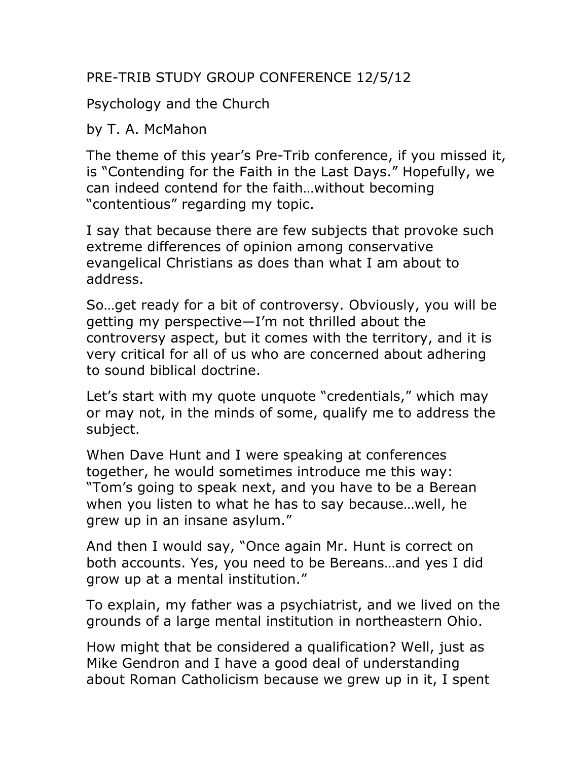PRE-TRIB STUDY GROUP CONFERENCE 12/5/12

Psychology and the Church

by T. A. McMahon

The theme of this year's Pre-Trib conference, if you missed it, is "Contending for the Faith in the Last Days." Hopefully, we can indeed contend for the faith…without becoming "contentious" regarding my topic.

I say that because there are few subjects that provoke such extreme differences of opinion among conservative evangelical Christians as does than what I am about to address.

So…get ready for a bit of controversy. Obviously, you will be getting my perspective—I'm not thrilled about the controversy aspect, but it comes with the territory, and it is very critical for all of us who are concerned about adhering to sound biblical doctrine.

Let's start with my quote unquote "credentials," which may or may not, in the minds of some, qualify me to address the subject.

When Dave Hunt and I were speaking at conferences together, he would sometimes introduce me this way: "Tom's going to speak next, and you have to be a Berean when you listen to what he has to say because…well, he grew up in an insane asylum."

And then I would say, "Once again Mr. Hunt is correct on both accounts. Yes, you need to be Bereans…and yes I did grow up at a mental institution."

To explain, my father was a psychiatrist, and we lived on the grounds of a large mental institution in northeastern Ohio.

How might that be considered a qualification? Well, just as Mike Gendron and I have a good deal of understanding about Roman Catholicism because we grew up in it, I spent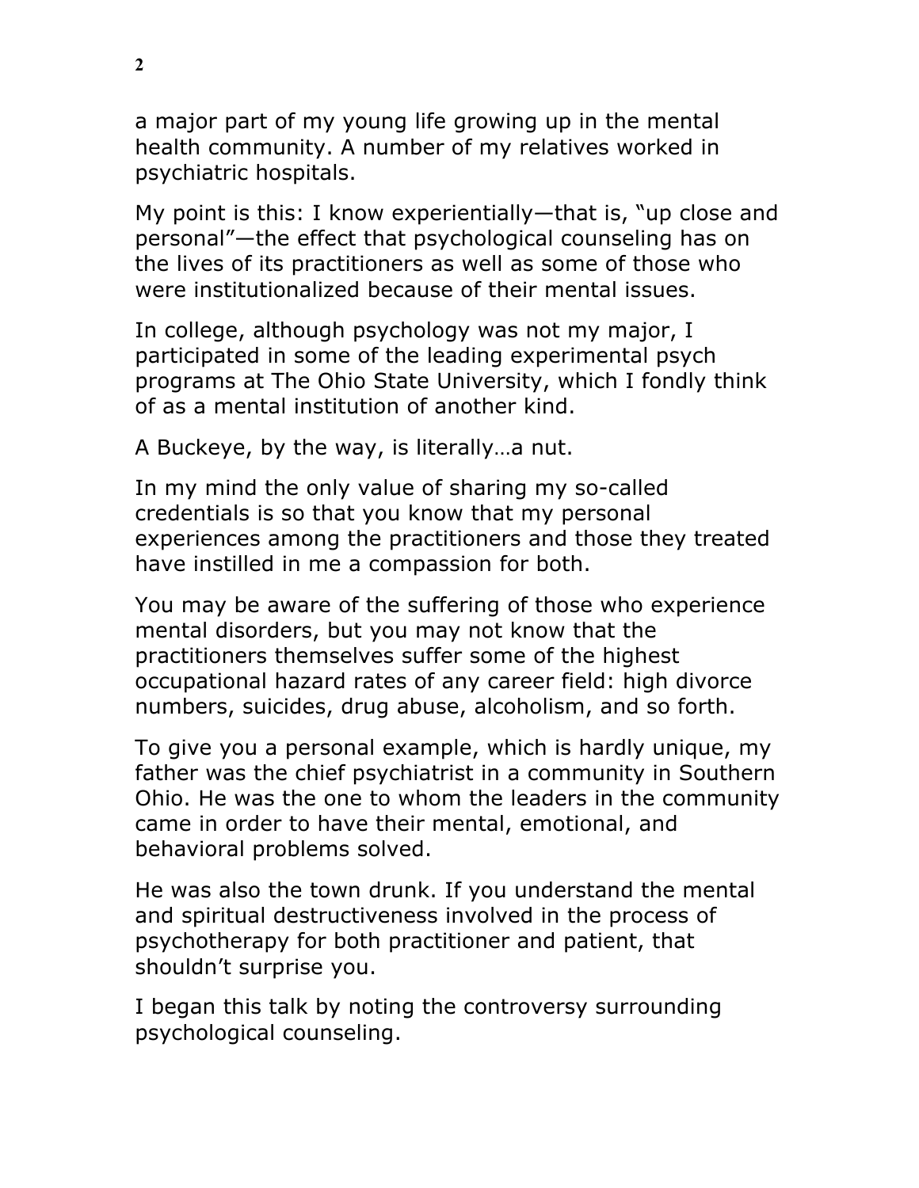a major part of my young life growing up in the mental health community. A number of my relatives worked in psychiatric hospitals.

My point is this: I know experientially—that is, "up close and personal"—the effect that psychological counseling has on the lives of its practitioners as well as some of those who were institutionalized because of their mental issues.

In college, although psychology was not my major, I participated in some of the leading experimental psych programs at The Ohio State University, which I fondly think of as a mental institution of another kind.

A Buckeye, by the way, is literally…a nut.

In my mind the only value of sharing my so-called credentials is so that you know that my personal experiences among the practitioners and those they treated have instilled in me a compassion for both.

You may be aware of the suffering of those who experience mental disorders, but you may not know that the practitioners themselves suffer some of the highest occupational hazard rates of any career field: high divorce numbers, suicides, drug abuse, alcoholism, and so forth.

To give you a personal example, which is hardly unique, my father was the chief psychiatrist in a community in Southern Ohio. He was the one to whom the leaders in the community came in order to have their mental, emotional, and behavioral problems solved.

He was also the town drunk. If you understand the mental and spiritual destructiveness involved in the process of psychotherapy for both practitioner and patient, that shouldn't surprise you.

I began this talk by noting the controversy surrounding psychological counseling.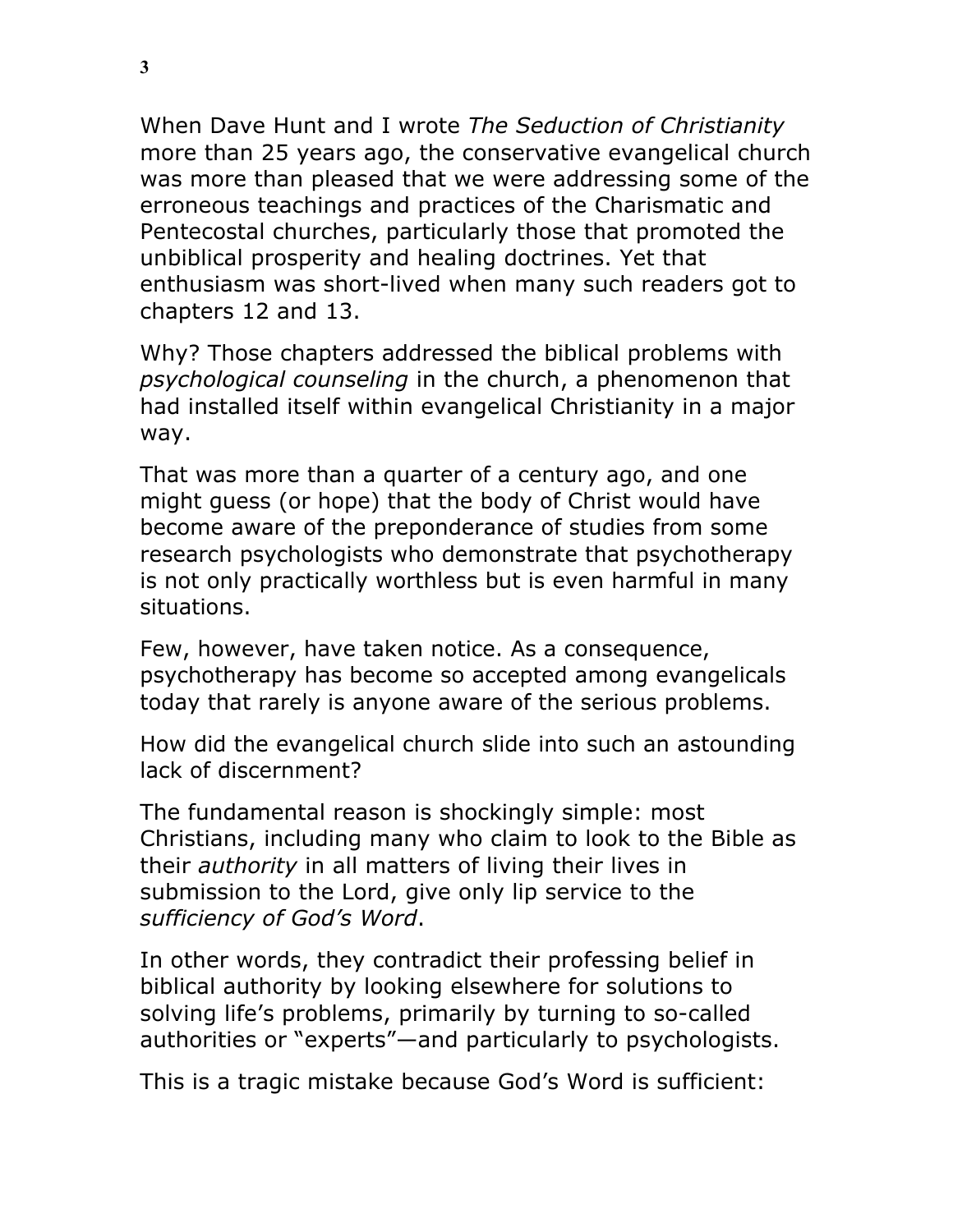When Dave Hunt and I wrote *The Seduction of Christianity* more than 25 years ago, the conservative evangelical church was more than pleased that we were addressing some of the erroneous teachings and practices of the Charismatic and Pentecostal churches, particularly those that promoted the unbiblical prosperity and healing doctrines. Yet that enthusiasm was short-lived when many such readers got to chapters 12 and 13.

Why? Those chapters addressed the biblical problems with *psychological counseling* in the church, a phenomenon that had installed itself within evangelical Christianity in a major way.

That was more than a quarter of a century ago, and one might guess (or hope) that the body of Christ would have become aware of the preponderance of studies from some research psychologists who demonstrate that psychotherapy is not only practically worthless but is even harmful in many situations.

Few, however, have taken notice. As a consequence, psychotherapy has become so accepted among evangelicals today that rarely is anyone aware of the serious problems.

How did the evangelical church slide into such an astounding lack of discernment?

The fundamental reason is shockingly simple: most Christians, including many who claim to look to the Bible as their *authority* in all matters of living their lives in submission to the Lord, give only lip service to the *sufficiency of God's Word*.

In other words, they contradict their professing belief in biblical authority by looking elsewhere for solutions to solving life's problems, primarily by turning to so-called authorities or "experts"—and particularly to psychologists.

This is a tragic mistake because God's Word is sufficient: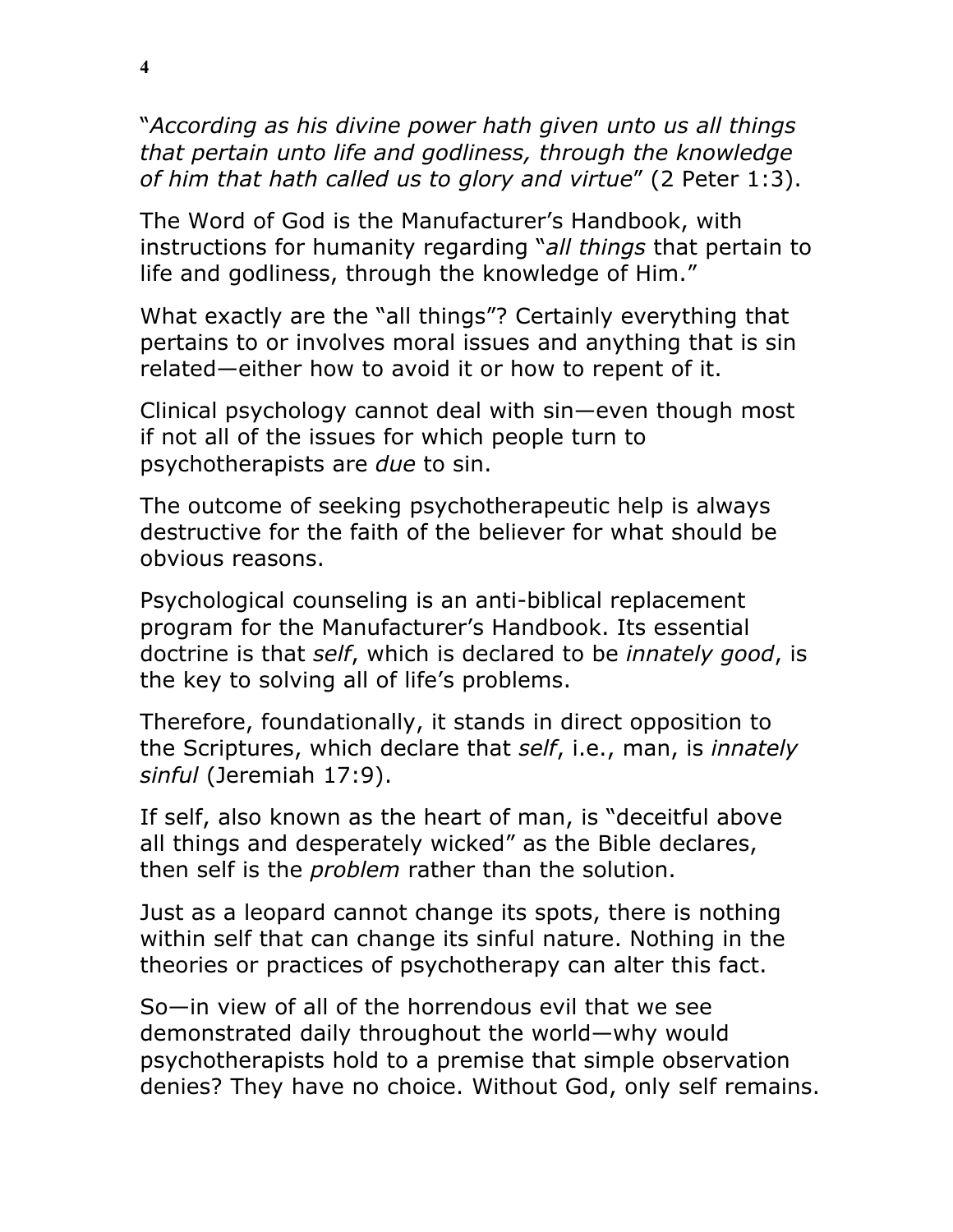"*According as his divine power hath given unto us all things that pertain unto life and godliness, through the knowledge of him that hath called us to glory and virtue*" (2 Peter 1:3).

The Word of God is the Manufacturer's Handbook, with instructions for humanity regarding "*all things* that pertain to life and godliness, through the knowledge of Him."

What exactly are the "all things"? Certainly everything that pertains to or involves moral issues and anything that is sin related—either how to avoid it or how to repent of it.

Clinical psychology cannot deal with sin—even though most if not all of the issues for which people turn to psychotherapists are *due* to sin.

The outcome of seeking psychotherapeutic help is always destructive for the faith of the believer for what should be obvious reasons.

Psychological counseling is an anti-biblical replacement program for the Manufacturer's Handbook. Its essential doctrine is that *self*, which is declared to be *innately good*, is the key to solving all of life's problems.

Therefore, foundationally, it stands in direct opposition to the Scriptures, which declare that *self*, i.e., man, is *innately sinful* (Jeremiah 17:9).

If self, also known as the heart of man, is "deceitful above all things and desperately wicked" as the Bible declares, then self is the *problem* rather than the solution.

Just as a leopard cannot change its spots, there is nothing within self that can change its sinful nature. Nothing in the theories or practices of psychotherapy can alter this fact.

So—in view of all of the horrendous evil that we see demonstrated daily throughout the world—why would psychotherapists hold to a premise that simple observation denies? They have no choice. Without God, only self remains.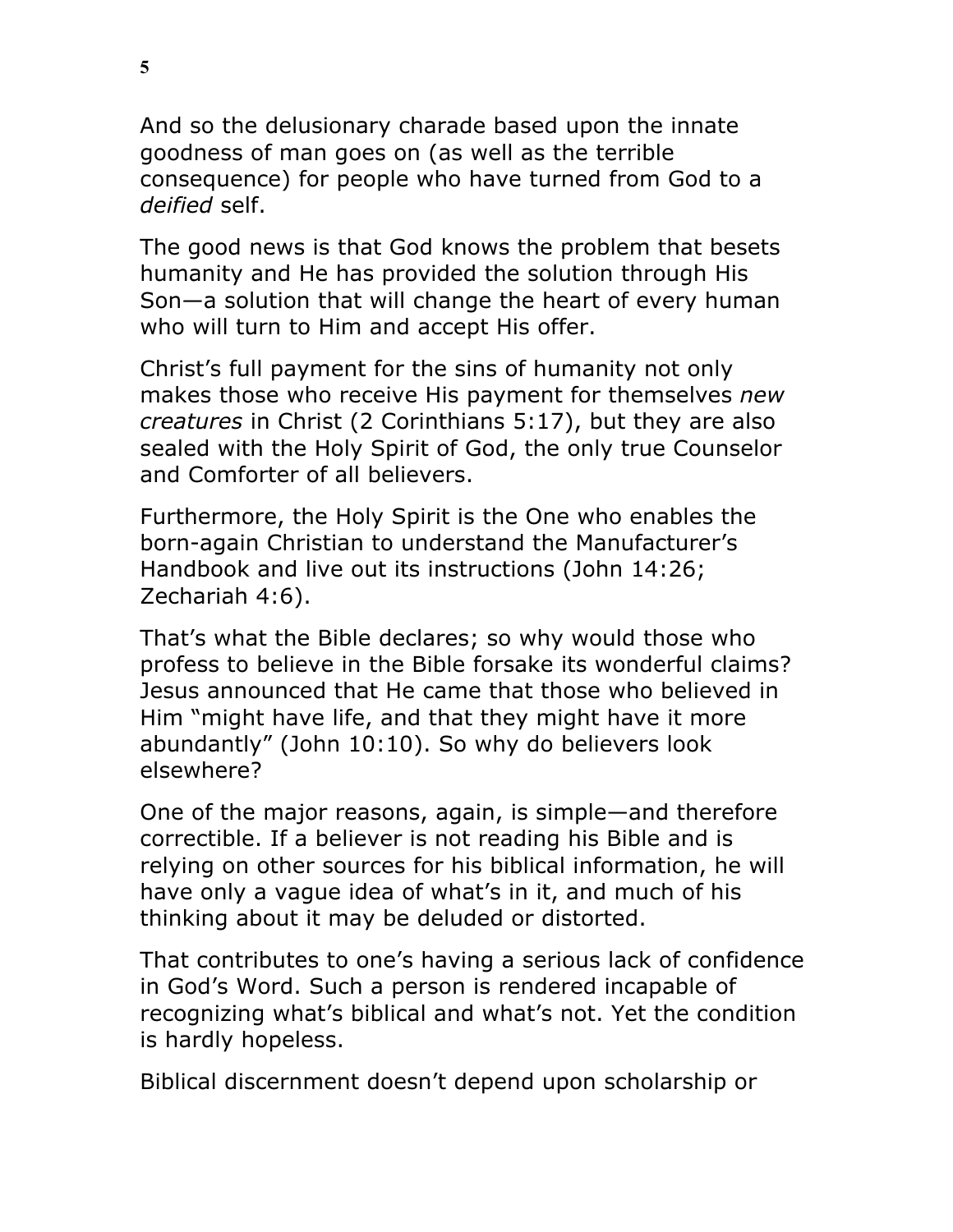And so the delusionary charade based upon the innate goodness of man goes on (as well as the terrible consequence) for people who have turned from God to a *deified* self.

The good news is that God knows the problem that besets humanity and He has provided the solution through His Son—a solution that will change the heart of every human who will turn to Him and accept His offer.

Christ's full payment for the sins of humanity not only makes those who receive His payment for themselves *new creatures* in Christ (2 Corinthians 5:17), but they are also sealed with the Holy Spirit of God, the only true Counselor and Comforter of all believers.

Furthermore, the Holy Spirit is the One who enables the born-again Christian to understand the Manufacturer's Handbook and live out its instructions (John 14:26; Zechariah 4:6).

That's what the Bible declares; so why would those who profess to believe in the Bible forsake its wonderful claims? Jesus announced that He came that those who believed in Him "might have life, and that they might have it more abundantly" (John 10:10). So why do believers look elsewhere?

One of the major reasons, again, is simple—and therefore correctible. If a believer is not reading his Bible and is relying on other sources for his biblical information, he will have only a vague idea of what's in it, and much of his thinking about it may be deluded or distorted.

That contributes to one's having a serious lack of confidence in God's Word. Such a person is rendered incapable of recognizing what's biblical and what's not. Yet the condition is hardly hopeless.

Biblical discernment doesn't depend upon scholarship or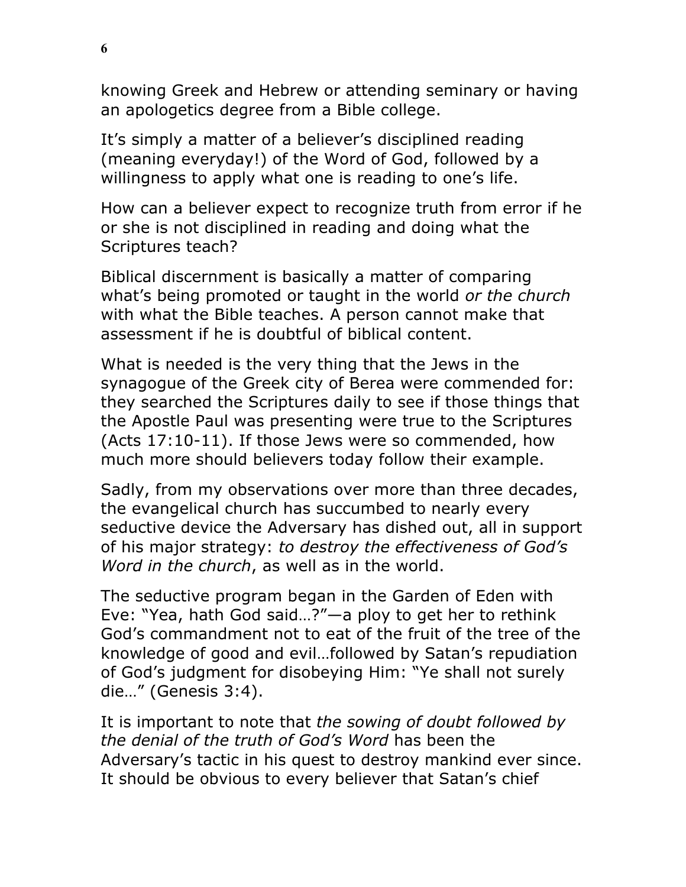knowing Greek and Hebrew or attending seminary or having an apologetics degree from a Bible college.

It's simply a matter of a believer's disciplined reading (meaning everyday!) of the Word of God, followed by a willingness to apply what one is reading to one's life.

How can a believer expect to recognize truth from error if he or she is not disciplined in reading and doing what the Scriptures teach?

Biblical discernment is basically a matter of comparing what's being promoted or taught in the world *or the church* with what the Bible teaches. A person cannot make that assessment if he is doubtful of biblical content.

What is needed is the very thing that the Jews in the synagogue of the Greek city of Berea were commended for: they searched the Scriptures daily to see if those things that the Apostle Paul was presenting were true to the Scriptures (Acts 17:10-11). If those Jews were so commended, how much more should believers today follow their example.

Sadly, from my observations over more than three decades, the evangelical church has succumbed to nearly every seductive device the Adversary has dished out, all in support of his major strategy: *to destroy the effectiveness of God's Word in the church*, as well as in the world.

The seductive program began in the Garden of Eden with Eve: "Yea, hath God said…?"—a ploy to get her to rethink God's commandment not to eat of the fruit of the tree of the knowledge of good and evil…followed by Satan's repudiation of God's judgment for disobeying Him: "Ye shall not surely die…" (Genesis 3:4).

It is important to note that *the sowing of doubt followed by the denial of the truth of God's Word* has been the Adversary's tactic in his quest to destroy mankind ever since. It should be obvious to every believer that Satan's chief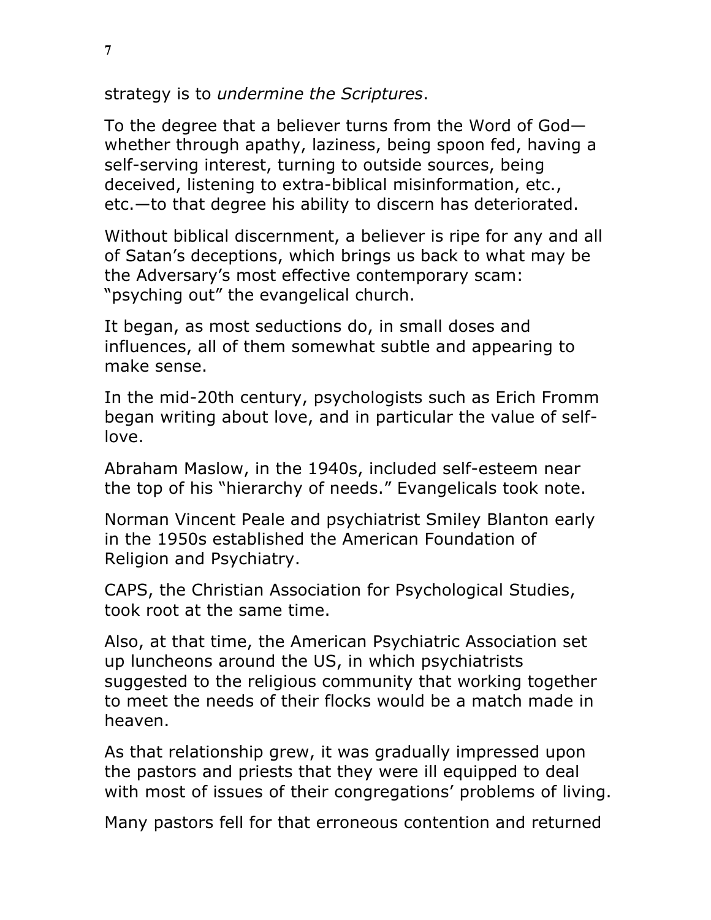strategy is to *undermine the Scriptures*.

To the degree that a believer turns from the Word of God—whether through apathy, laziness, being spoon fed, having a self-serving interest, turning to outside sources, being deceived, listening to extra-biblical misinformation, etc., etc.—to that degree his ability to discern has deteriorated.

Without biblical discernment, a believer is ripe for any and all of Satan's deceptions, which brings us back to what may be the Adversary's most effective contemporary scam: "psyching out" the evangelical church.

It began, as most seductions do, in small doses and influences, all of them somewhat subtle and appearing to make sense.

In the mid-20th century, psychologists such as Erich Fromm began writing about love, and in particular the value of self-love.

Abraham Maslow, in the 1940s, included self-esteem near the top of his "hierarchy of needs." Evangelicals took note.

Norman Vincent Peale and psychiatrist Smiley Blanton early in the 1950s established the American Foundation of Religion and Psychiatry.

CAPS, the Christian Association for Psychological Studies, took root at the same time.

Also, at that time, the American Psychiatric Association set up luncheons around the US, in which psychiatrists suggested to the religious community that working together to meet the needs of their flocks would be a match made in heaven.

As that relationship grew, it was gradually impressed upon the pastors and priests that they were ill equipped to deal with most of issues of their congregations' problems of living.

Many pastors fell for that erroneous contention and returned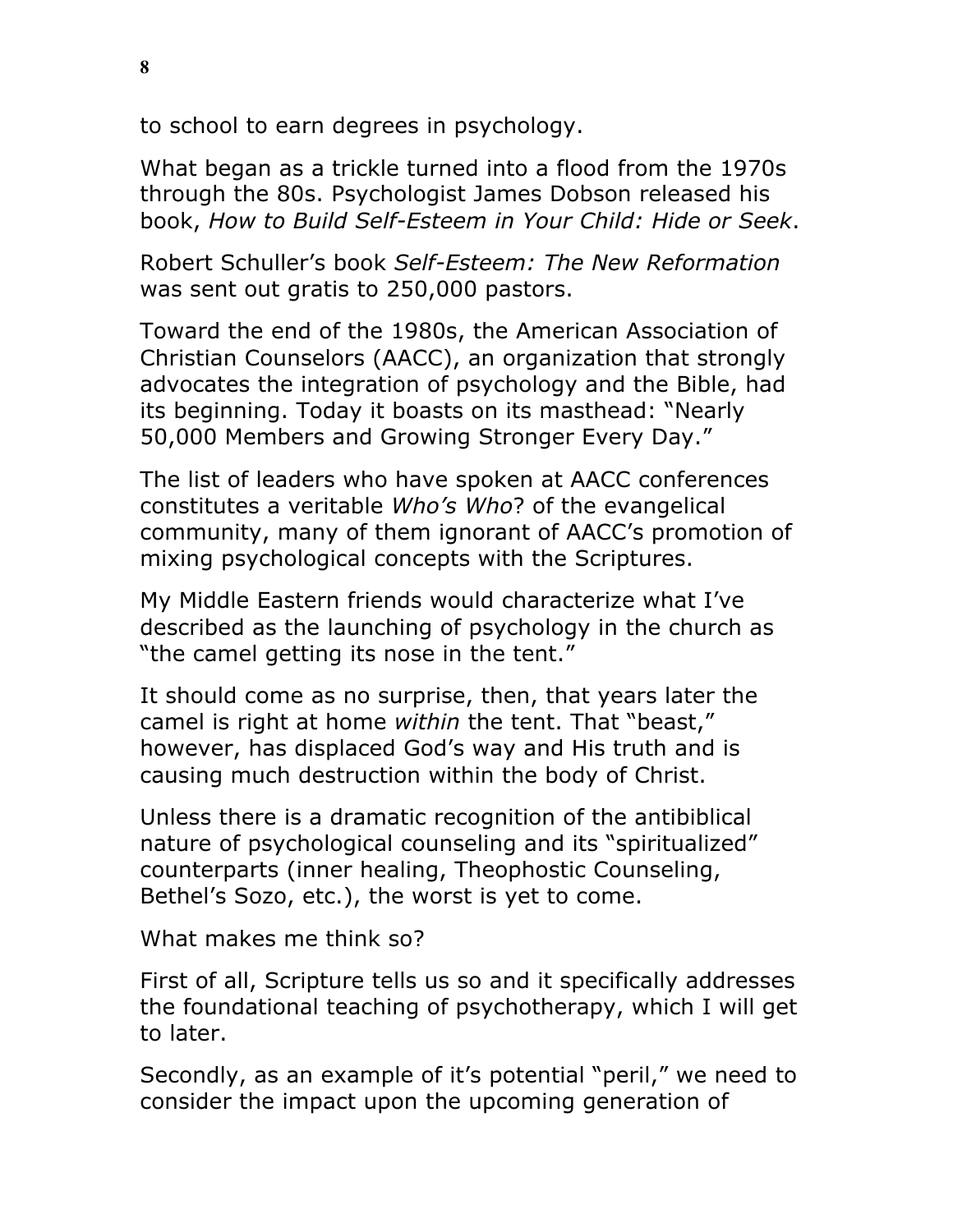to school to earn degrees in psychology.

What began as a trickle turned into a flood from the 1970s through the 80s. Psychologist James Dobson released his book, *How to Build Self-Esteem in Your Child: Hide or Seek*.

Robert Schuller's book *Self-Esteem: The New Reformation* was sent out gratis to 250,000 pastors.

Toward the end of the 1980s, the American Association of Christian Counselors (AACC), an organization that strongly advocates the integration of psychology and the Bible, had its beginning. Today it boasts on its masthead: "Nearly 50,000 Members and Growing Stronger Every Day."

The list of leaders who have spoken at AACC conferences constitutes a veritable *Who's Who*? of the evangelical community, many of them ignorant of AACC's promotion of mixing psychological concepts with the Scriptures.

My Middle Eastern friends would characterize what I've described as the launching of psychology in the church as "the camel getting its nose in the tent."

It should come as no surprise, then, that years later the camel is right at home *within* the tent. That "beast," however, has displaced God's way and His truth and is causing much destruction within the body of Christ.

Unless there is a dramatic recognition of the antibiblical nature of psychological counseling and its "spiritualized" counterparts (inner healing, Theophostic Counseling, Bethel's Sozo, etc.), the worst is yet to come.

What makes me think so?

First of all, Scripture tells us so and it specifically addresses the foundational teaching of psychotherapy, which I will get to later.

Secondly, as an example of it's potential "peril," we need to consider the impact upon the upcoming generation of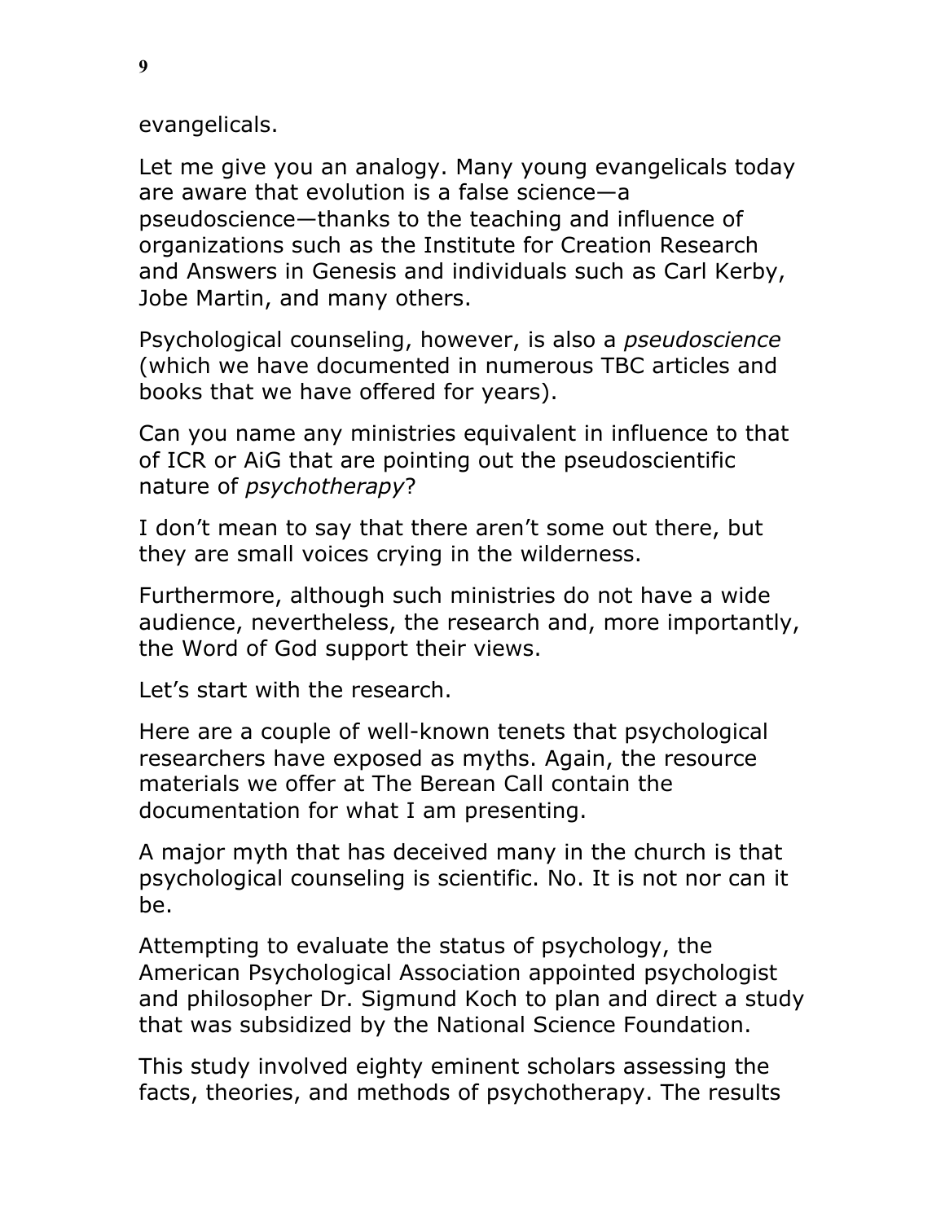evangelicals.

Let me give you an analogy. Many young evangelicals today are aware that evolution is a false science—a pseudoscience—thanks to the teaching and influence of organizations such as the Institute for Creation Research and Answers in Genesis and individuals such as Carl Kerby, Jobe Martin, and many others.

Psychological counseling, however, is also a *pseudoscience* (which we have documented in numerous TBC articles and books that we have offered for years).

Can you name any ministries equivalent in influence to that of ICR or AiG that are pointing out the pseudoscientific nature of *psychotherapy*?

I don't mean to say that there aren't some out there, but they are small voices crying in the wilderness.

Furthermore, although such ministries do not have a wide audience, nevertheless, the research and, more importantly, the Word of God support their views.

Let's start with the research.

Here are a couple of well-known tenets that psychological researchers have exposed as myths. Again, the resource materials we offer at The Berean Call contain the documentation for what I am presenting.

A major myth that has deceived many in the church is that psychological counseling is scientific. No. It is not nor can it be.

Attempting to evaluate the status of psychology, the American Psychological Association appointed psychologist and philosopher Dr. Sigmund Koch to plan and direct a study that was subsidized by the National Science Foundation.

This study involved eighty eminent scholars assessing the facts, theories, and methods of psychotherapy. The results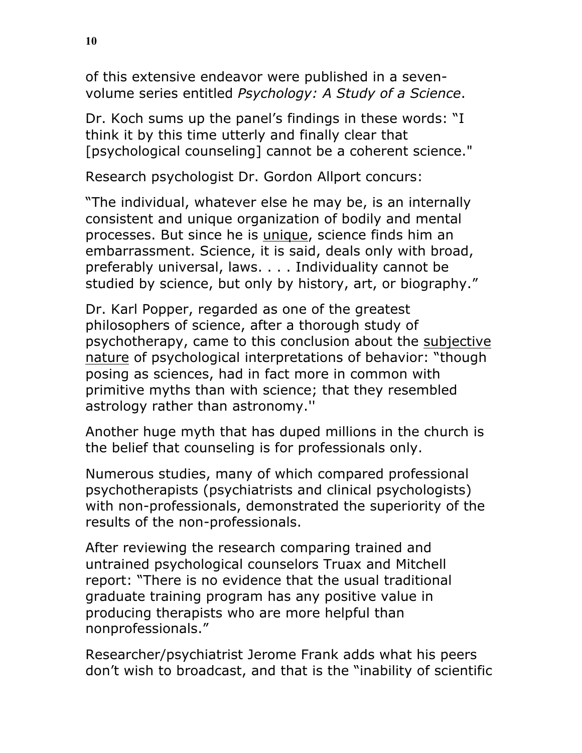of this extensive endeavor were published in a seven-volume series entitled *Psychology: A Study of a Science*.

Dr. Koch sums up the panel's findings in these words: "I think it by this time utterly and finally clear that [psychological counseling] cannot be a coherent science."

Research psychologist Dr. Gordon Allport concurs:

"The individual, whatever else he may be, is an internally consistent and unique organization of bodily and mental processes. But since he is <u>unique</u>, science finds him an embarrassment. Science, it is said, deals only with broad, preferably universal, laws. . . . Individuality cannot be studied by science, but only by history, art, or biography."

Dr. Karl Popper, regarded as one of the greatest philosophers of science, after a thorough study of psychotherapy, came to this conclusion about the <u>subjective nature</u> of psychological interpretations of behavior: "though posing as sciences, had in fact more in common with primitive myths than with science; that they resembled astrology rather than astronomy.''

Another huge myth that has duped millions in the church is the belief that counseling is for professionals only.

Numerous studies, many of which compared professional psychotherapists (psychiatrists and clinical psychologists) with non-professionals, demonstrated the superiority of the results of the non-professionals.

After reviewing the research comparing trained and untrained psychological counselors Truax and Mitchell report: "There is no evidence that the usual traditional graduate training program has any positive value in producing therapists who are more helpful than nonprofessionals."

Researcher/psychiatrist Jerome Frank adds what his peers don't wish to broadcast, and that is the "inability of scientific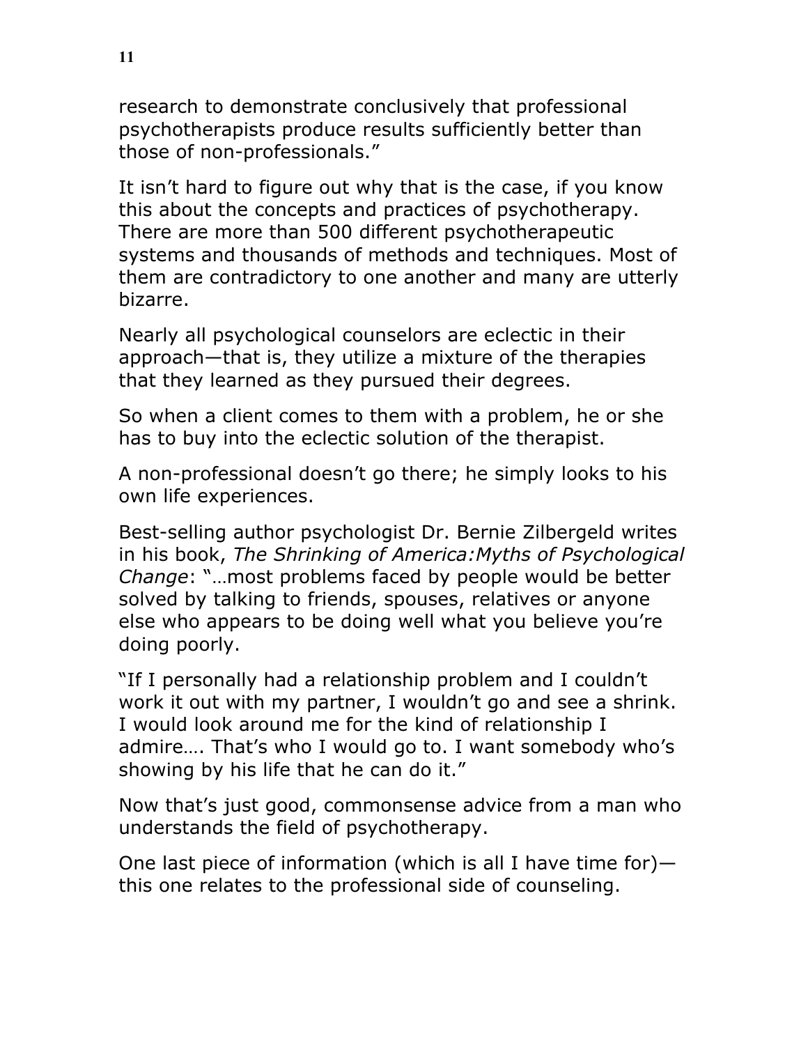research to demonstrate conclusively that professional psychotherapists produce results sufficiently better than those of non-professionals."

It isn't hard to figure out why that is the case, if you know this about the concepts and practices of psychotherapy. There are more than 500 different psychotherapeutic systems and thousands of methods and techniques. Most of them are contradictory to one another and many are utterly bizarre.

Nearly all psychological counselors are eclectic in their approach—that is, they utilize a mixture of the therapies that they learned as they pursued their degrees.

So when a client comes to them with a problem, he or she has to buy into the eclectic solution of the therapist.

A non-professional doesn't go there; he simply looks to his own life experiences.

Best-selling author psychologist Dr. Bernie Zilbergeld writes in his book, *The Shrinking of America:Myths of Psychological Change*: "…most problems faced by people would be better solved by talking to friends, spouses, relatives or anyone else who appears to be doing well what you believe you're doing poorly.

"If I personally had a relationship problem and I couldn't work it out with my partner, I wouldn't go and see a shrink. I would look around me for the kind of relationship I admire…. That's who I would go to. I want somebody who's showing by his life that he can do it."

Now that's just good, commonsense advice from a man who understands the field of psychotherapy.

One last piece of information (which is all I have time for)—this one relates to the professional side of counseling.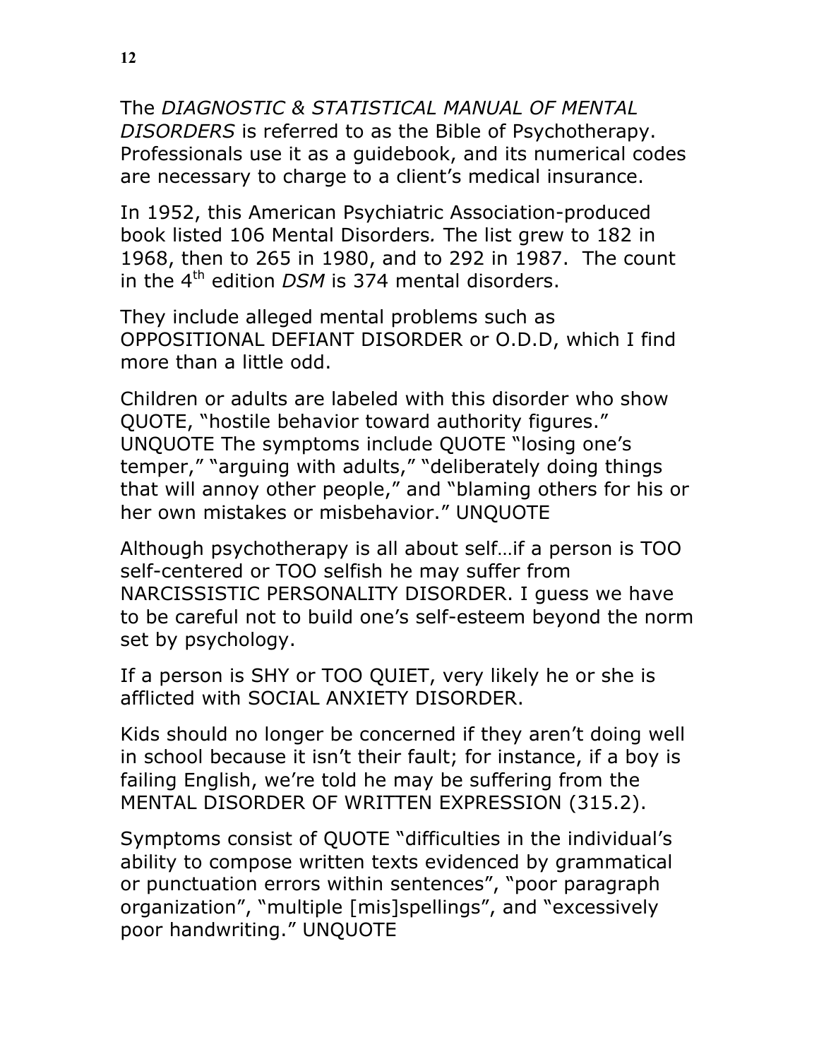The *DIAGNOSTIC & STATISTICAL MANUAL OF MENTAL DISORDERS* is referred to as the Bible of Psychotherapy. Professionals use it as a guidebook, and its numerical codes are necessary to charge to a client's medical insurance.

In 1952, this American Psychiatric Association-produced book listed 106 Mental Disorders*.* The list grew to 182 in 1968, then to 265 in 1980, and to 292 in 1987. The count in the 4th edition *DSM* is 374 mental disorders.

They include alleged mental problems such as OPPOSITIONAL DEFIANT DISORDER or O.D.D, which I find more than a little odd.

Children or adults are labeled with this disorder who show QUOTE, "hostile behavior toward authority figures." UNQUOTE The symptoms include QUOTE "losing one's temper," "arguing with adults," "deliberately doing things that will annoy other people," and "blaming others for his or her own mistakes or misbehavior." UNQUOTE

Although psychotherapy is all about self…if a person is TOO self-centered or TOO selfish he may suffer from NARCISSISTIC PERSONALITY DISORDER. I guess we have to be careful not to build one's self-esteem beyond the norm set by psychology.

If a person is SHY or TOO QUIET, very likely he or she is afflicted with SOCIAL ANXIETY DISORDER.

Kids should no longer be concerned if they aren't doing well in school because it isn't their fault; for instance, if a boy is failing English, we're told he may be suffering from the MENTAL DISORDER OF WRITTEN EXPRESSION (315.2).

Symptoms consist of QUOTE "difficulties in the individual's ability to compose written texts evidenced by grammatical or punctuation errors within sentences", "poor paragraph organization", "multiple [mis]spellings", and "excessively poor handwriting." UNQUOTE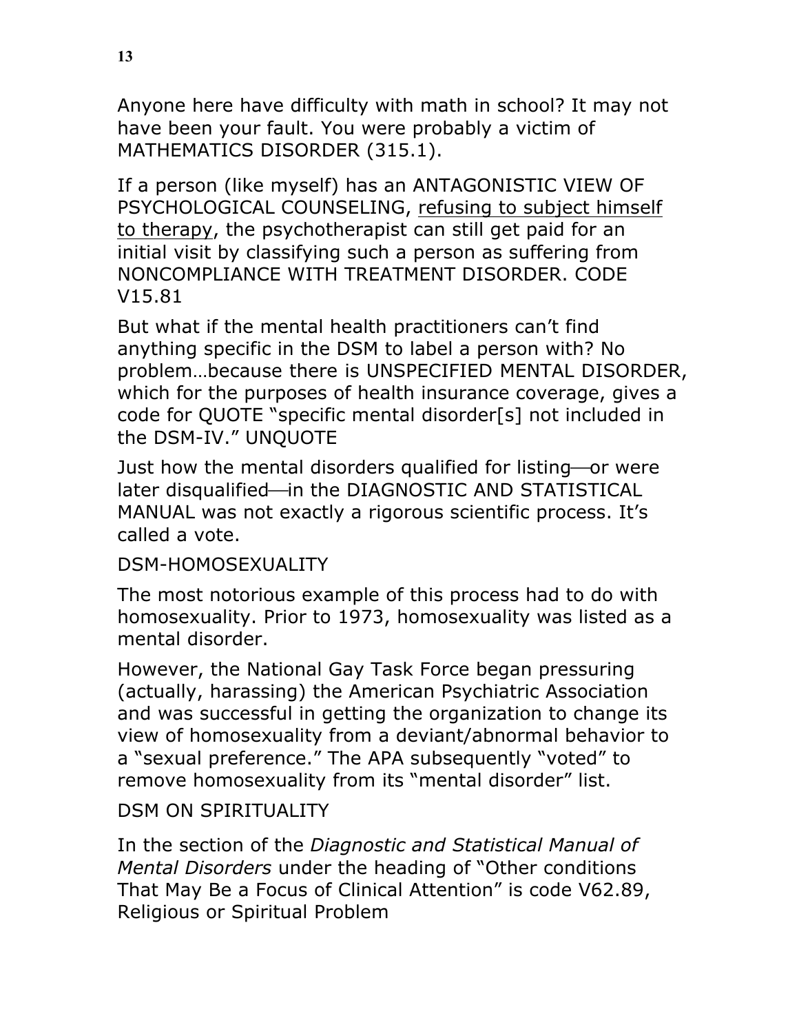Anyone here have difficulty with math in school? It may not have been your fault. You were probably a victim of MATHEMATICS DISORDER (315.1).

If a person (like myself) has an ANTAGONISTIC VIEW OF PSYCHOLOGICAL COUNSELING, <u>refusing to subject himself to therapy</u>, the psychotherapist can still get paid for an initial visit by classifying such a person as suffering from NONCOMPLIANCE WITH TREATMENT DISORDER. CODE V15.81

But what if the mental health practitioners can't find anything specific in the DSM to label a person with? No problem…because there is UNSPECIFIED MENTAL DISORDER, which for the purposes of health insurance coverage, gives a code for QUOTE "specific mental disorder[s] not included in the DSM-IV." UNQUOTE

Just how the mental disorders qualified for listing—or were later disqualified—in the DIAGNOSTIC AND STATISTICAL MANUAL was not exactly a rigorous scientific process. It's called a vote.

DSM-HOMOSEXUALITY

The most notorious example of this process had to do with homosexuality. Prior to 1973, homosexuality was listed as a mental disorder.

However, the National Gay Task Force began pressuring (actually, harassing) the American Psychiatric Association and was successful in getting the organization to change its view of homosexuality from a deviant/abnormal behavior to a "sexual preference." The APA subsequently "voted" to remove homosexuality from its "mental disorder" list.

DSM ON SPIRITUALITY

In the section of the *Diagnostic and Statistical Manual of Mental Disorders* under the heading of "Other conditions That May Be a Focus of Clinical Attention" is code V62.89, Religious or Spiritual Problem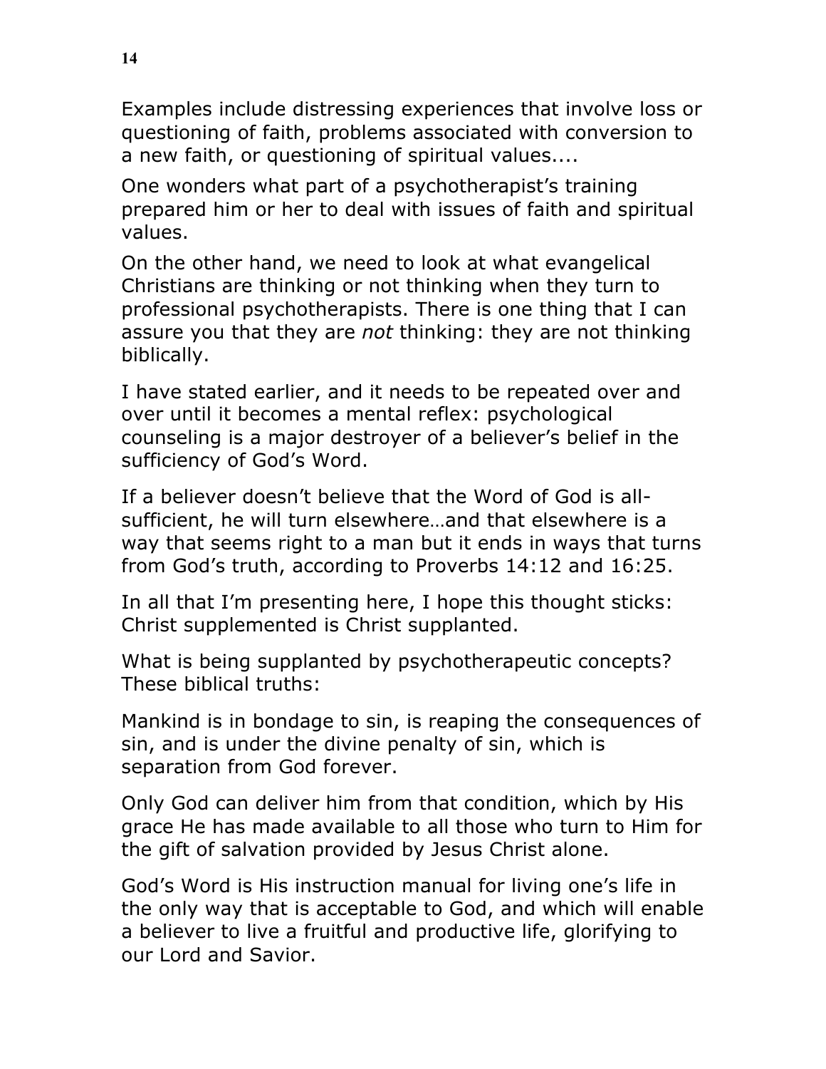Examples include distressing experiences that involve loss or questioning of faith, problems associated with conversion to a new faith, or questioning of spiritual values....

One wonders what part of a psychotherapist's training prepared him or her to deal with issues of faith and spiritual values.

On the other hand, we need to look at what evangelical Christians are thinking or not thinking when they turn to professional psychotherapists. There is one thing that I can assure you that they are *not* thinking: they are not thinking biblically.

I have stated earlier, and it needs to be repeated over and over until it becomes a mental reflex: psychological counseling is a major destroyer of a believer's belief in the sufficiency of God's Word.

If a believer doesn't believe that the Word of God is all-sufficient, he will turn elsewhere…and that elsewhere is a way that seems right to a man but it ends in ways that turns from God's truth, according to Proverbs 14:12 and 16:25.

In all that I'm presenting here, I hope this thought sticks: Christ supplemented is Christ supplanted.

What is being supplanted by psychotherapeutic concepts? These biblical truths:

Mankind is in bondage to sin, is reaping the consequences of sin, and is under the divine penalty of sin, which is separation from God forever.

Only God can deliver him from that condition, which by His grace He has made available to all those who turn to Him for the gift of salvation provided by Jesus Christ alone.

God's Word is His instruction manual for living one's life in the only way that is acceptable to God, and which will enable a believer to live a fruitful and productive life, glorifying to our Lord and Savior.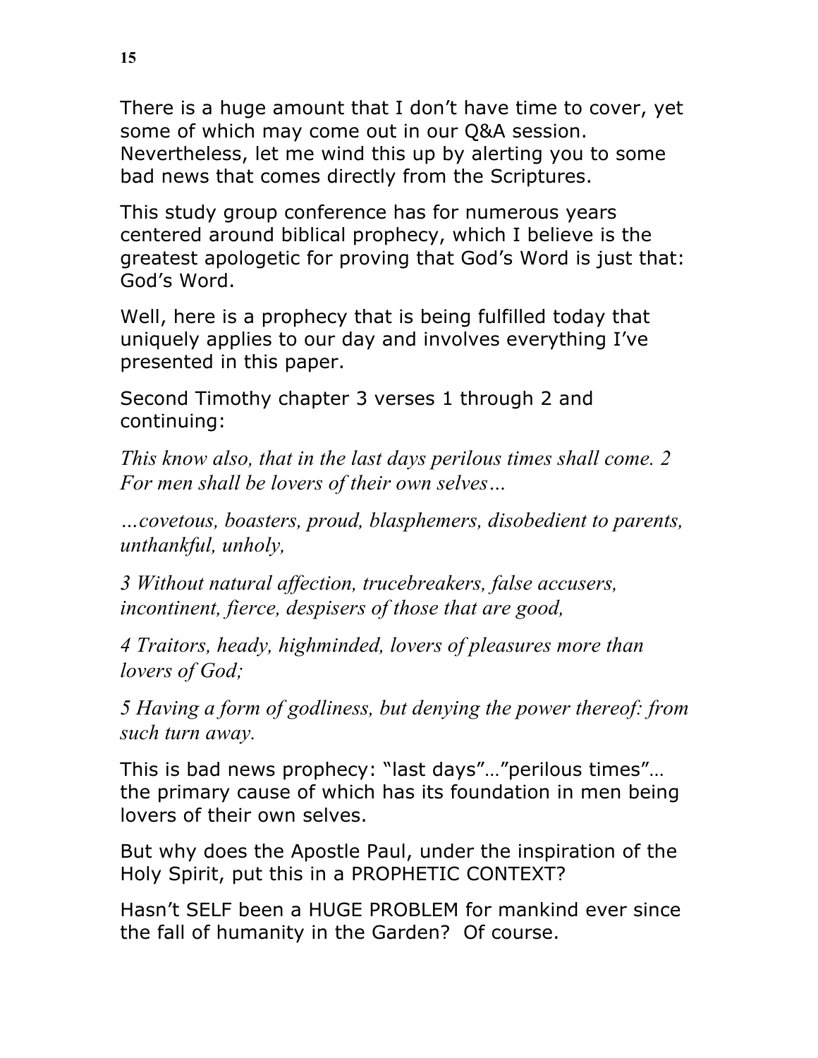There is a huge amount that I don't have time to cover, yet some of which may come out in our Q&A session. Nevertheless, let me wind this up by alerting you to some bad news that comes directly from the Scriptures.

This study group conference has for numerous years centered around biblical prophecy, which I believe is the greatest apologetic for proving that God's Word is just that: God's Word.

Well, here is a prophecy that is being fulfilled today that uniquely applies to our day and involves everything I've presented in this paper.

Second Timothy chapter 3 verses 1 through 2 and continuing:

*This know also, that in the last days perilous times shall come. 2 For men shall be lovers of their own selves…*

*…covetous, boasters, proud, blasphemers, disobedient to parents, unthankful, unholy,*

*3 Without natural affection, trucebreakers, false accusers, incontinent, fierce, despisers of those that are good,*

*4 Traitors, heady, highminded, lovers of pleasures more than lovers of God;*

*5 Having a form of godliness, but denying the power thereof: from such turn away.*

This is bad news prophecy: "last days"…"perilous times"… the primary cause of which has its foundation in men being lovers of their own selves.

But why does the Apostle Paul, under the inspiration of the Holy Spirit, put this in a PROPHETIC CONTEXT?

Hasn't SELF been a HUGE PROBLEM for mankind ever since the fall of humanity in the Garden? Of course.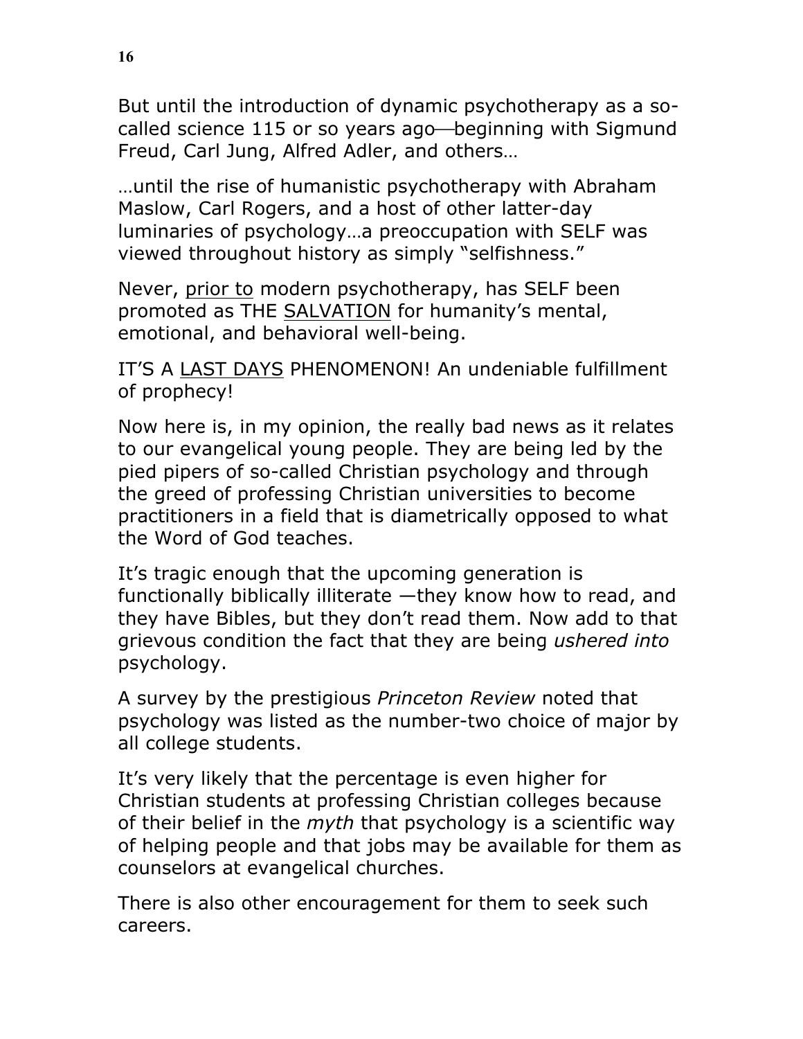But until the introduction of dynamic psychotherapy as a so-called science 115 or so years ago—beginning with Sigmund Freud, Carl Jung, Alfred Adler, and others…

…until the rise of humanistic psychotherapy with Abraham Maslow, Carl Rogers, and a host of other latter-day luminaries of psychology…a preoccupation with SELF was viewed throughout history as simply "selfishness."

Never, <u>prior to</u> modern psychotherapy, has SELF been promoted as THE <u>SALVATION</u> for humanity's mental, emotional, and behavioral well-being.

IT'S A <u>LAST DAYS</u> PHENOMENON! An undeniable fulfillment of prophecy!

Now here is, in my opinion, the really bad news as it relates to our evangelical young people. They are being led by the pied pipers of so-called Christian psychology and through the greed of professing Christian universities to become practitioners in a field that is diametrically opposed to what the Word of God teaches.

It's tragic enough that the upcoming generation is functionally biblically illiterate —they know how to read, and they have Bibles, but they don't read them. Now add to that grievous condition the fact that they are being *ushered into* psychology.

A survey by the prestigious *Princeton Review* noted that psychology was listed as the number-two choice of major by all college students.

It's very likely that the percentage is even higher for Christian students at professing Christian colleges because of their belief in the *myth* that psychology is a scientific way of helping people and that jobs may be available for them as counselors at evangelical churches.

There is also other encouragement for them to seek such careers.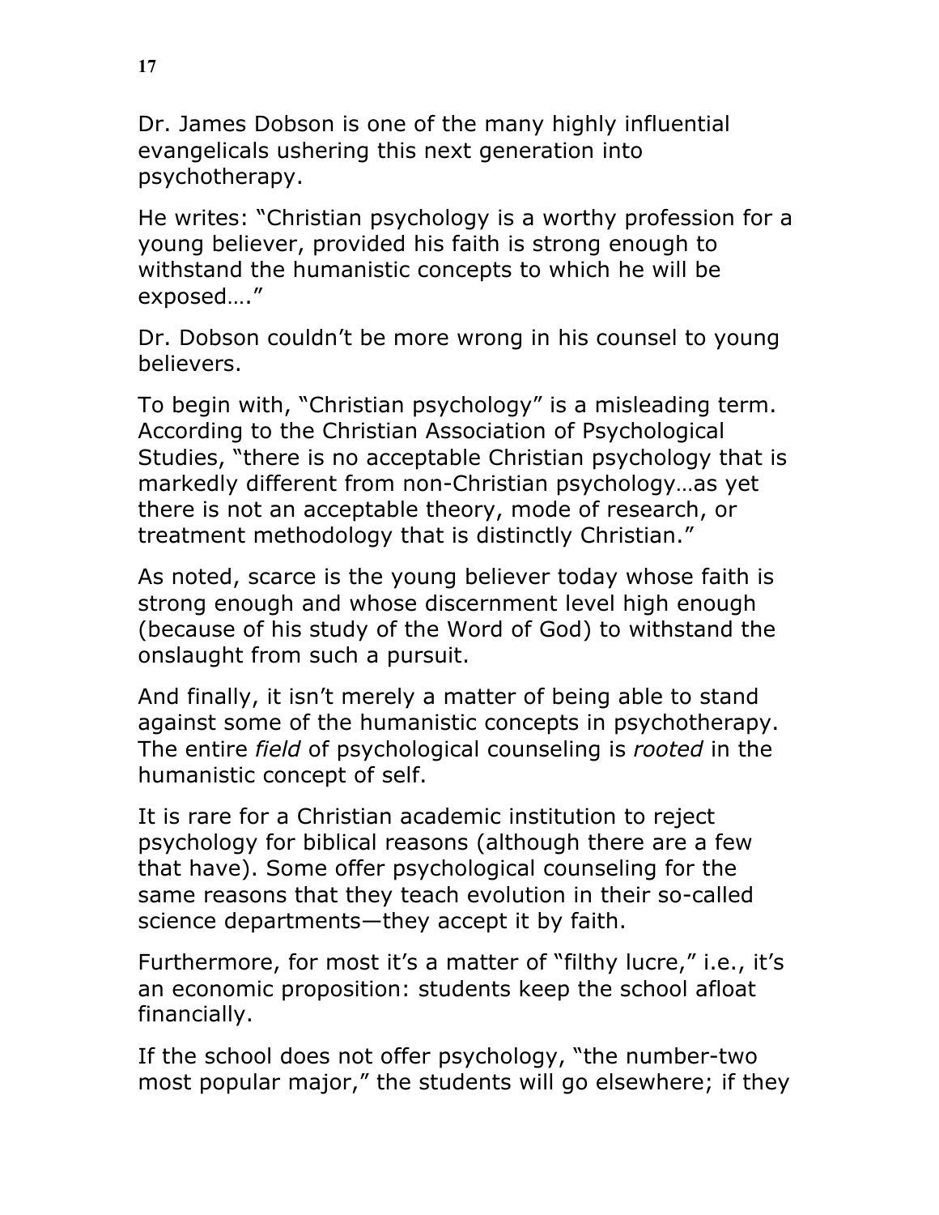Dr. James Dobson is one of the many highly influential evangelicals ushering this next generation into psychotherapy.

He writes: "Christian psychology is a worthy profession for a young believer, provided his faith is strong enough to withstand the humanistic concepts to which he will be exposed…."

Dr. Dobson couldn't be more wrong in his counsel to young believers.

To begin with, "Christian psychology" is a misleading term. According to the Christian Association of Psychological Studies, "there is no acceptable Christian psychology that is markedly different from non-Christian psychology…as yet there is not an acceptable theory, mode of research, or treatment methodology that is distinctly Christian."

As noted, scarce is the young believer today whose faith is strong enough and whose discernment level high enough (because of his study of the Word of God) to withstand the onslaught from such a pursuit.

And finally, it isn't merely a matter of being able to stand against some of the humanistic concepts in psychotherapy. The entire *field* of psychological counseling is *rooted* in the humanistic concept of self.

It is rare for a Christian academic institution to reject psychology for biblical reasons (although there are a few that have). Some offer psychological counseling for the same reasons that they teach evolution in their so-called science departments—they accept it by faith.

Furthermore, for most it's a matter of "filthy lucre," i.e., it's an economic proposition: students keep the school afloat financially.

If the school does not offer psychology, "the number-two most popular major," the students will go elsewhere; if they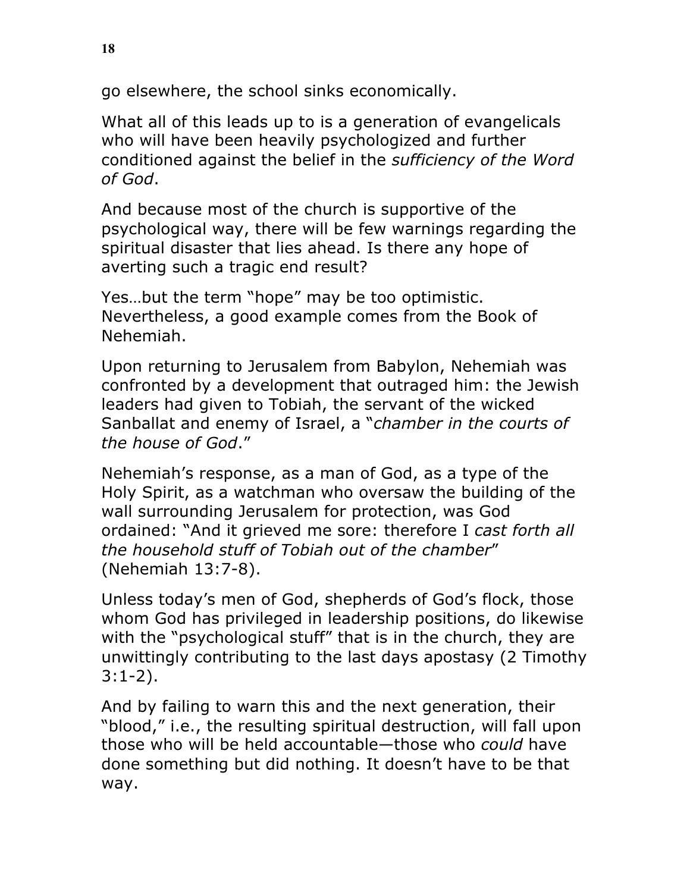go elsewhere, the school sinks economically.

What all of this leads up to is a generation of evangelicals who will have been heavily psychologized and further conditioned against the belief in the *sufficiency of the Word of God*.

And because most of the church is supportive of the psychological way, there will be few warnings regarding the spiritual disaster that lies ahead. Is there any hope of averting such a tragic end result?

Yes…but the term "hope" may be too optimistic. Nevertheless, a good example comes from the Book of Nehemiah.

Upon returning to Jerusalem from Babylon, Nehemiah was confronted by a development that outraged him: the Jewish leaders had given to Tobiah, the servant of the wicked Sanballat and enemy of Israel, a "*chamber in the courts of the house of God*."

Nehemiah's response, as a man of God, as a type of the Holy Spirit, as a watchman who oversaw the building of the wall surrounding Jerusalem for protection, was God ordained: "And it grieved me sore: therefore I *cast forth all the household stuff of Tobiah out of the chamber*" (Nehemiah 13:7-8).

Unless today's men of God, shepherds of God's flock, those whom God has privileged in leadership positions, do likewise with the "psychological stuff" that is in the church, they are unwittingly contributing to the last days apostasy (2 Timothy 3:1-2).

And by failing to warn this and the next generation, their "blood," i.e., the resulting spiritual destruction, will fall upon those who will be held accountable—those who *could* have done something but did nothing. It doesn't have to be that way.